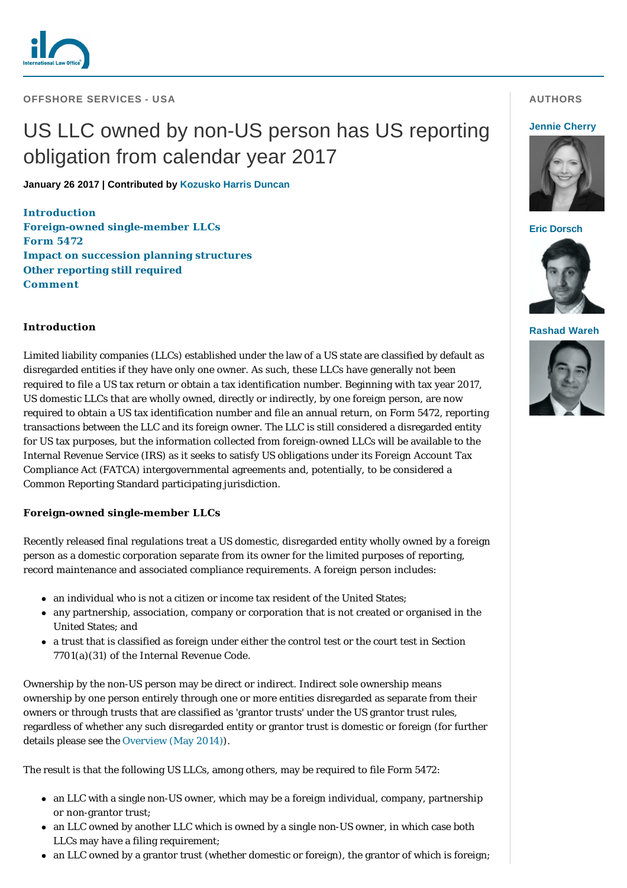OFFSHORE SERVICES - USA

# US LLC owned by non-US person has US reporting obligation from calendar year 2017

**January 26 2017 | Contributed by Kozusko Harris Duncan**

**AUTHORS**

**Jennie Cherry**

**Eric Dorsch**

**Rashad Wareh**

- Introduction
- Foreign-owned single-member LLCs
- Form 5472
- Impact on succession planning structures
- Other reporting still required
- Comment

## Introduction

Limited liability companies (LLCs) established under the law of a US state are classified by default as disregarded entities if they have only one owner. As such, these LLCs have generally not been required to file a US tax return or obtain a tax identification number. Beginning with tax year 2017, US domestic LLCs that are wholly owned, directly or indirectly, by one foreign person, are now required to obtain a US tax identification number and file an annual return, on Form 5472, reporting transactions between the LLC and its foreign owner. The LLC is still considered a disregarded entity for US tax purposes, but the information collected from foreign-owned LLCs will be available to the Internal Revenue Service (IRS) as it seeks to satisfy US obligations under its Foreign Account Tax Compliance Act (FATCA) intergovernmental agreements and, potentially, to be considered a Common Reporting Standard participating jurisdiction.

## Foreign-owned single-member LLCs

Recently released final regulations treat a US domestic, disregarded entity wholly owned by a foreign person as a domestic corporation separate from its owner for the limited purposes of reporting, record maintenance and associated compliance requirements. A foreign person includes:

- an individual who is not a citizen or income tax resident of the United States;
- any partnership, association, company or corporation that is not created or organised in the United States; and
- a trust that is classified as foreign under either the control test or the court test in Section 7701(a)(31) of the Internal Revenue Code.

Ownership by the non-US person may be direct or indirect. Indirect sole ownership means ownership by one person entirely through one or more entities disregarded as separate from their owners or through trusts that are classified as 'grantor trusts' under the US grantor trust rules, regardless of whether any such disregarded entity or grantor trust is domestic or foreign (for further details please see the Overview (May 2014)).

The result is that the following US LLCs, among others, may be required to file Form 5472:

- an LLC with a single non-US owner, which may be a foreign individual, company, partnership or non-grantor trust;
- an LLC owned by another LLC which is owned by a single non-US owner, in which case both LLCs may have a filing requirement;
- an LLC owned by a grantor trust (whether domestic or foreign), the grantor of which is foreign;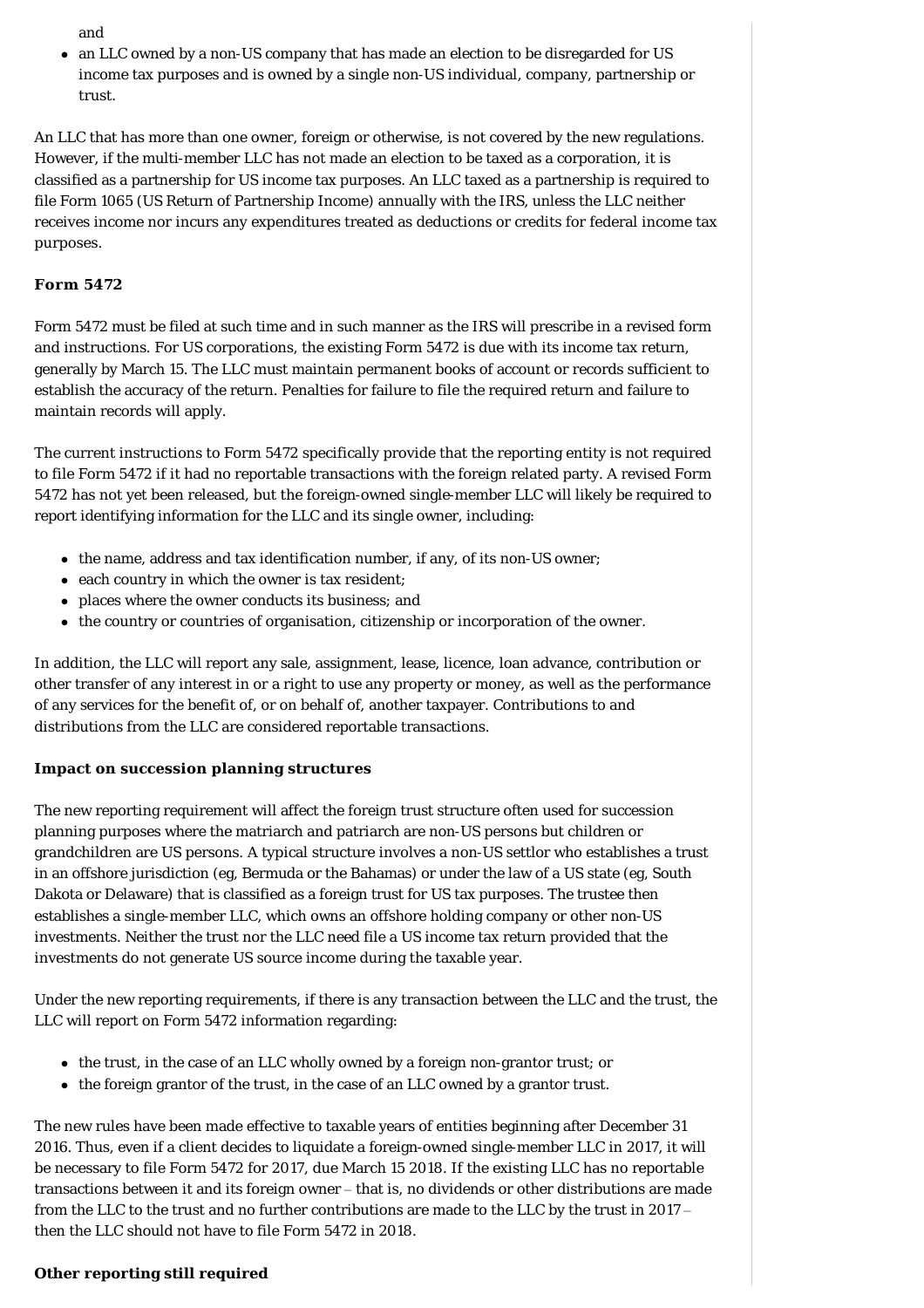and

- an LLC owned by a non-US company that has made an election to be disregarded for US income tax purposes and is owned by a single non-US individual, company, partnership or trust.

An LLC that has more than one owner, foreign or otherwise, is not covered by the new regulations. However, if the multi-member LLC has not made an election to be taxed as a corporation, it is classified as a partnership for US income tax purposes. An LLC taxed as a partnership is required to file Form 1065 (US Return of Partnership Income) annually with the IRS, unless the LLC neither receives income nor incurs any expenditures treated as deductions or credits for federal income tax purposes.

**Form 5472**

Form 5472 must be filed at such time and in such manner as the IRS will prescribe in a revised form and instructions. For US corporations, the existing Form 5472 is due with its income tax return, generally by March 15. The LLC must maintain permanent books of account or records sufficient to establish the accuracy of the return. Penalties for failure to file the required return and failure to maintain records will apply.

The current instructions to Form 5472 specifically provide that the reporting entity is not required to file Form 5472 if it had no reportable transactions with the foreign related party. A revised Form 5472 has not yet been released, but the foreign-owned single-member LLC will likely be required to report identifying information for the LLC and its single owner, including:

- the name, address and tax identification number, if any, of its non-US owner;
- each country in which the owner is tax resident;
- places where the owner conducts its business; and
- the country or countries of organisation, citizenship or incorporation of the owner.

In addition, the LLC will report any sale, assignment, lease, licence, loan advance, contribution or other transfer of any interest in or a right to use any property or money, as well as the performance of any services for the benefit of, or on behalf of, another taxpayer. Contributions to and distributions from the LLC are considered reportable transactions.

**Impact on succession planning structures**

The new reporting requirement will affect the foreign trust structure often used for succession planning purposes where the matriarch and patriarch are non-US persons but children or grandchildren are US persons. A typical structure involves a non-US settlor who establishes a trust in an offshore jurisdiction (eg, Bermuda or the Bahamas) or under the law of a US state (eg, South Dakota or Delaware) that is classified as a foreign trust for US tax purposes. The trustee then establishes a single-member LLC, which owns an offshore holding company or other non-US investments. Neither the trust nor the LLC need file a US income tax return provided that the investments do not generate US source income during the taxable year.

Under the new reporting requirements, if there is any transaction between the LLC and the trust, the LLC will report on Form 5472 information regarding:

- the trust, in the case of an LLC wholly owned by a foreign non-grantor trust; or
- the foreign grantor of the trust, in the case of an LLC owned by a grantor trust.

The new rules have been made effective to taxable years of entities beginning after December 31 2016. Thus, even if a client decides to liquidate a foreign-owned single-member LLC in 2017, it will be necessary to file Form 5472 for 2017, due March 15 2018. If the existing LLC has no reportable transactions between it and its foreign owner – that is, no dividends or other distributions are made from the LLC to the trust and no further contributions are made to the LLC by the trust in 2017 – then the LLC should not have to file Form 5472 in 2018.

**Other reporting still required**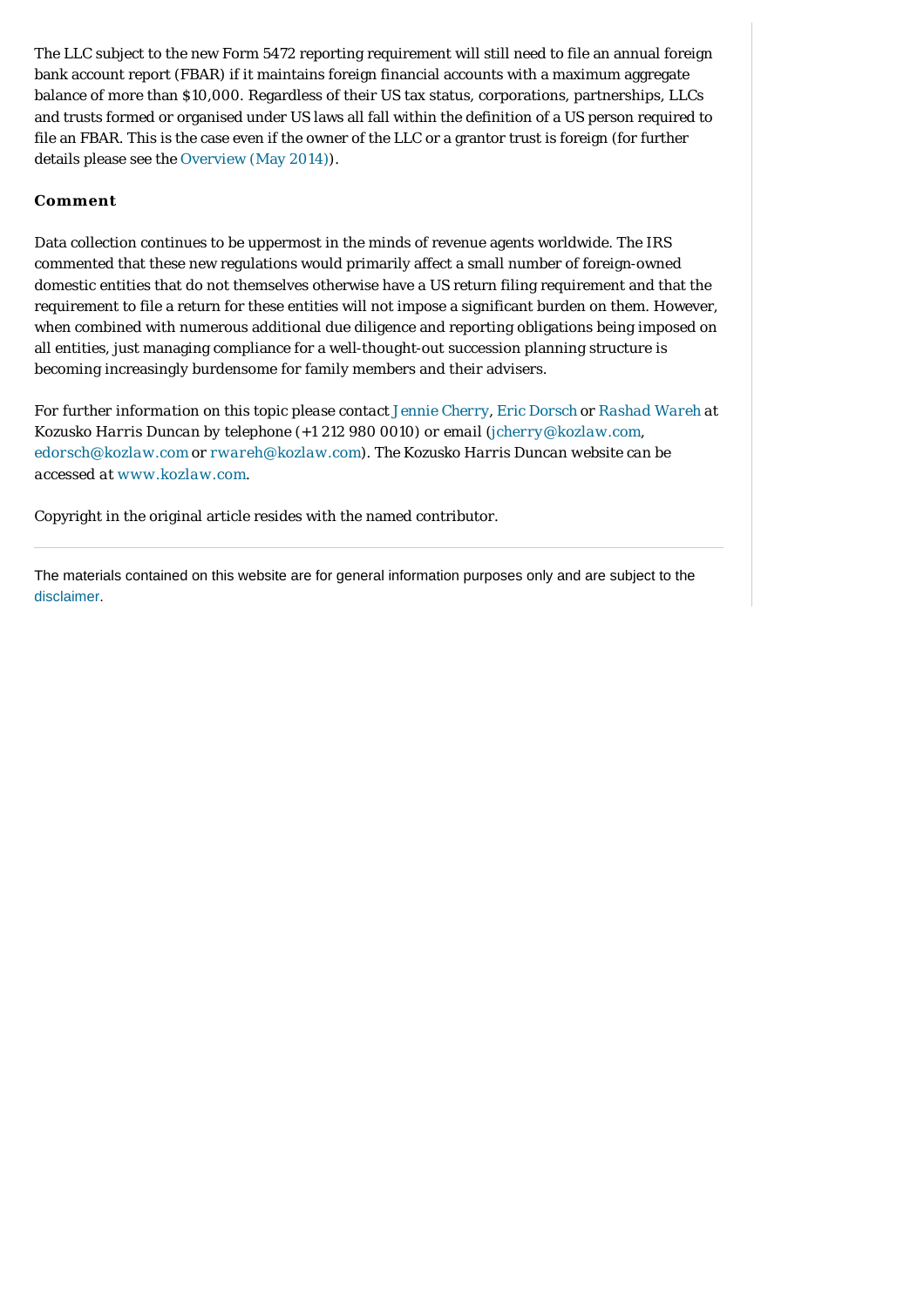The LLC subject to the new Form 5472 reporting requirement will still need to file an annual foreign bank account report (FBAR) if it maintains foreign financial accounts with a maximum aggregate balance of more than $10,000. Regardless of their US tax status, corporations, partnerships, LLCs and trusts formed or organised under US laws all fall within the definition of a US person required to file an FBAR. This is the case even if the owner of the LLC or a grantor trust is foreign (for further details please see the Overview (May 2014)).

**Comment**

Data collection continues to be uppermost in the minds of revenue agents worldwide. The IRS commented that these new regulations would primarily affect a small number of foreign-owned domestic entities that do not themselves otherwise have a US return filing requirement and that the requirement to file a return for these entities will not impose a significant burden on them. However, when combined with numerous additional due diligence and reporting obligations being imposed on all entities, just managing compliance for a well-thought-out succession planning structure is becoming increasingly burdensome for family members and their advisers.

For further information on this topic please contact Jennie Cherry, Eric Dorsch or Rashad Wareh at Kozusko Harris Duncan by telephone (+1 212 980 0010) or email (jcherry@kozlaw.com, edorsch@kozlaw.com or rwareh@kozlaw.com). The Kozusko Harris Duncan website can be accessed at www.kozlaw.com.

Copyright in the original article resides with the named contributor.

---

The materials contained on this website are for general information purposes only and are subject to the disclaimer.